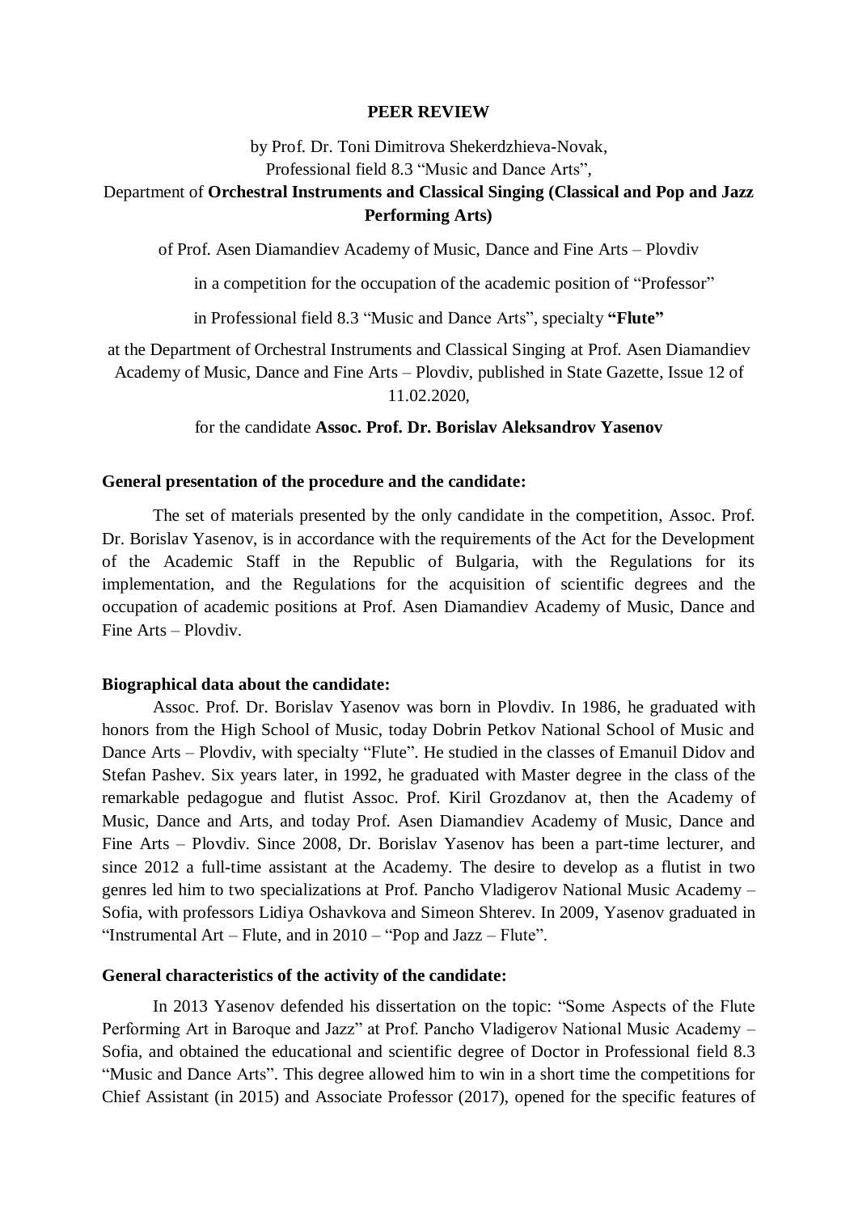**PEER REVIEW**

by Prof. Dr. Toni Dimitrova Shekerdzhieva-Novak,
Professional field 8.3 “Music and Dance Arts”,
Department of **Orchestral Instruments and Classical Singing (Classical and Pop and Jazz Performing Arts)**

of Prof. Asen Diamandiev Academy of Music, Dance and Fine Arts – Plovdiv

in a competition for the occupation of the academic position of “Professor”

in Professional field 8.3 “Music and Dance Arts”, specialty **“Flute”**

at the Department of Orchestral Instruments and Classical Singing at Prof. Asen Diamandiev Academy of Music, Dance and Fine Arts – Plovdiv, published in State Gazette, Issue 12 of 11.02.2020,

for the candidate **Assoc. Prof. Dr. Borislav Aleksandrov Yasenov**

**General presentation of the procedure and the candidate:**

The set of materials presented by the only candidate in the competition, Assoc. Prof. Dr. Borislav Yasenov, is in accordance with the requirements of the Act for the Development of the Academic Staff in the Republic of Bulgaria, with the Regulations for its implementation, and the Regulations for the acquisition of scientific degrees and the occupation of academic positions at Prof. Asen Diamandiev Academy of Music, Dance and Fine Arts – Plovdiv.

**Biographical data about the candidate:**

Assoc. Prof. Dr. Borislav Yasenov was born in Plovdiv. In 1986, he graduated with honors from the High School of Music, today Dobrin Petkov National School of Music and Dance Arts – Plovdiv, with specialty “Flute”. He studied in the classes of Emanuil Didov and Stefan Pashev. Six years later, in 1992, he graduated with Master degree in the class of the remarkable pedagogue and flutist Assoc. Prof. Kiril Grozdanov at, then the Academy of Music, Dance and Arts, and today Prof. Asen Diamandiev Academy of Music, Dance and Fine Arts – Plovdiv. Since 2008, Dr. Borislav Yasenov has been a part-time lecturer, and since 2012 a full-time assistant at the Academy. The desire to develop as a flutist in two genres led him to two specializations at Prof. Pancho Vladigerov National Music Academy – Sofia, with professors Lidiya Oshavkova and Simeon Shterev. In 2009, Yasenov graduated in “Instrumental Art – Flute, and in 2010 – “Pop and Jazz – Flute”.

**General characteristics of the activity of the candidate:**

In 2013 Yasenov defended his dissertation on the topic: “Some Aspects of the Flute Performing Art in Baroque and Jazz” at Prof. Pancho Vladigerov National Music Academy – Sofia, and obtained the educational and scientific degree of Doctor in Professional field 8.3 “Music and Dance Arts”. This degree allowed him to win in a short time the competitions for Chief Assistant (in 2015) and Associate Professor (2017), opened for the specific features of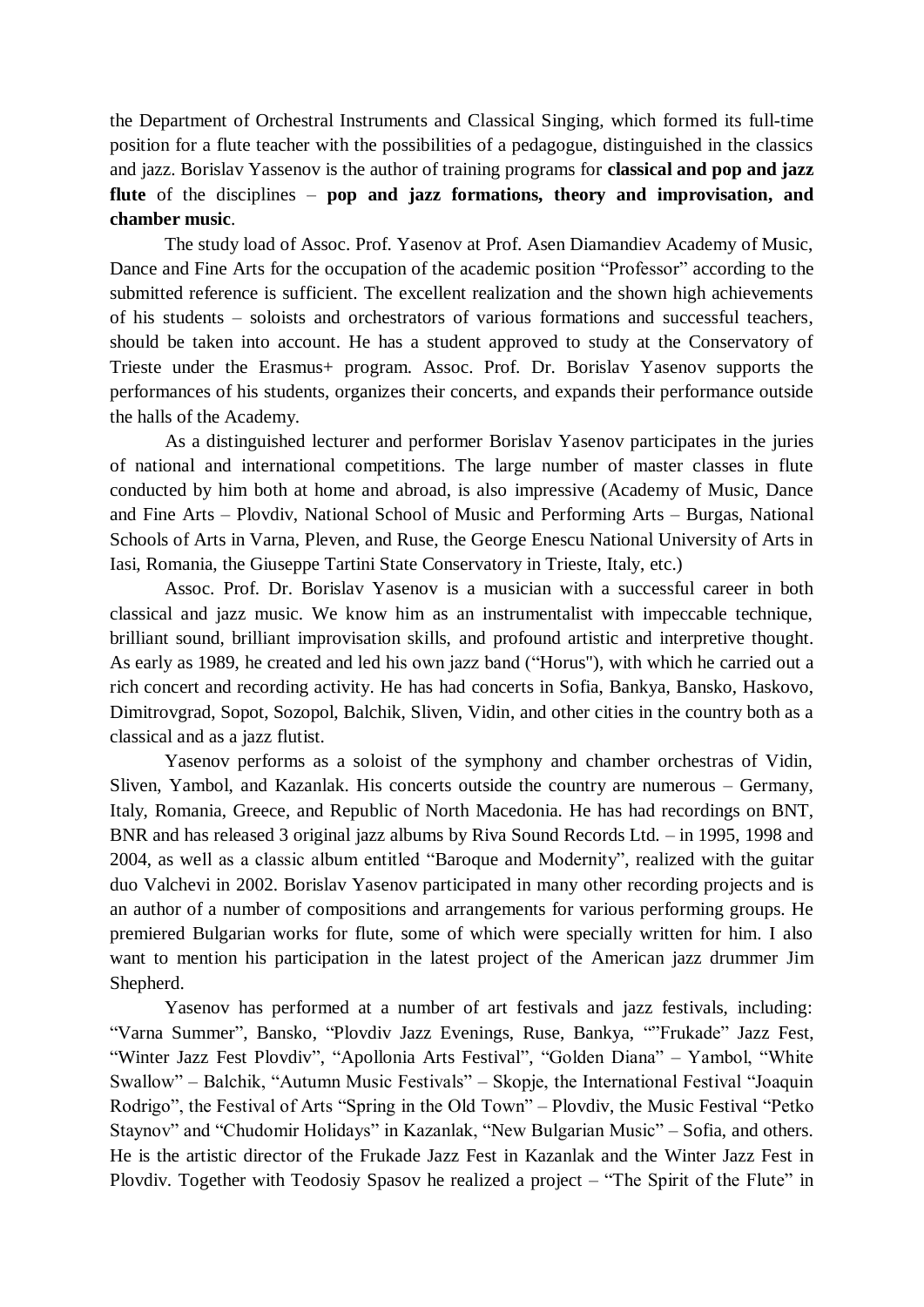the Department of Orchestral Instruments and Classical Singing, which formed its full-time position for a flute teacher with the possibilities of a pedagogue, distinguished in the classics and jazz. Borislav Yassenov is the author of training programs for **classical and pop and jazz flute** of the disciplines – **pop and jazz formations, theory and improvisation, and chamber music**.

The study load of Assoc. Prof. Yasenov at Prof. Asen Diamandiev Academy of Music, Dance and Fine Arts for the occupation of the academic position "Professor" according to the submitted reference is sufficient. The excellent realization and the shown high achievements of his students – soloists and orchestrators of various formations and successful teachers, should be taken into account. He has a student approved to study at the Conservatory of Trieste under the Erasmus+ program. Assoc. Prof. Dr. Borislav Yasenov supports the performances of his students, organizes their concerts, and expands their performance outside the halls of the Academy.

As a distinguished lecturer and performer Borislav Yasenov participates in the juries of national and international competitions. The large number of master classes in flute conducted by him both at home and abroad, is also impressive (Academy of Music, Dance and Fine Arts – Plovdiv, National School of Music and Performing Arts – Burgas, National Schools of Arts in Varna, Pleven, and Ruse, the George Enescu National University of Arts in Iasi, Romania, the Giuseppe Tartini State Conservatory in Trieste, Italy, etc.)

Assoc. Prof. Dr. Borislav Yasenov is a musician with a successful career in both classical and jazz music. We know him as an instrumentalist with impeccable technique, brilliant sound, brilliant improvisation skills, and profound artistic and interpretive thought. As early as 1989, he created and led his own jazz band ("Horus"), with which he carried out a rich concert and recording activity. He has had concerts in Sofia, Bankya, Bansko, Haskovo, Dimitrovgrad, Sopot, Sozopol, Balchik, Sliven, Vidin, and other cities in the country both as a classical and as a jazz flutist.

Yasenov performs as a soloist of the symphony and chamber orchestras of Vidin, Sliven, Yambol, and Kazanlak. His concerts outside the country are numerous – Germany, Italy, Romania, Greece, and Republic of North Macedonia. He has had recordings on BNT, BNR and has released 3 original jazz albums by Riva Sound Records Ltd. – in 1995, 1998 and 2004, as well as a classic album entitled "Baroque and Modernity", realized with the guitar duo Valchevi in 2002. Borislav Yasenov participated in many other recording projects and is an author of a number of compositions and arrangements for various performing groups. He premiered Bulgarian works for flute, some of which were specially written for him. I also want to mention his participation in the latest project of the American jazz drummer Jim Shepherd.

Yasenov has performed at a number of art festivals and jazz festivals, including: "Varna Summer", Bansko, "Plovdiv Jazz Evenings, Ruse, Bankya, ""Frukade" Jazz Fest, "Winter Jazz Fest Plovdiv", "Apollonia Arts Festival", "Golden Diana" – Yambol, "White Swallow" – Balchik, "Autumn Music Festivals" – Skopje, the International Festival "Joaquin Rodrigo", the Festival of Arts "Spring in the Old Town" – Plovdiv, the Music Festival "Petko Staynov" and "Chudomir Holidays" in Kazanlak, "New Bulgarian Music" – Sofia, and others. He is the artistic director of the Frukade Jazz Fest in Kazanlak and the Winter Jazz Fest in Plovdiv. Together with Teodosiy Spasov he realized a project – "The Spirit of the Flute" in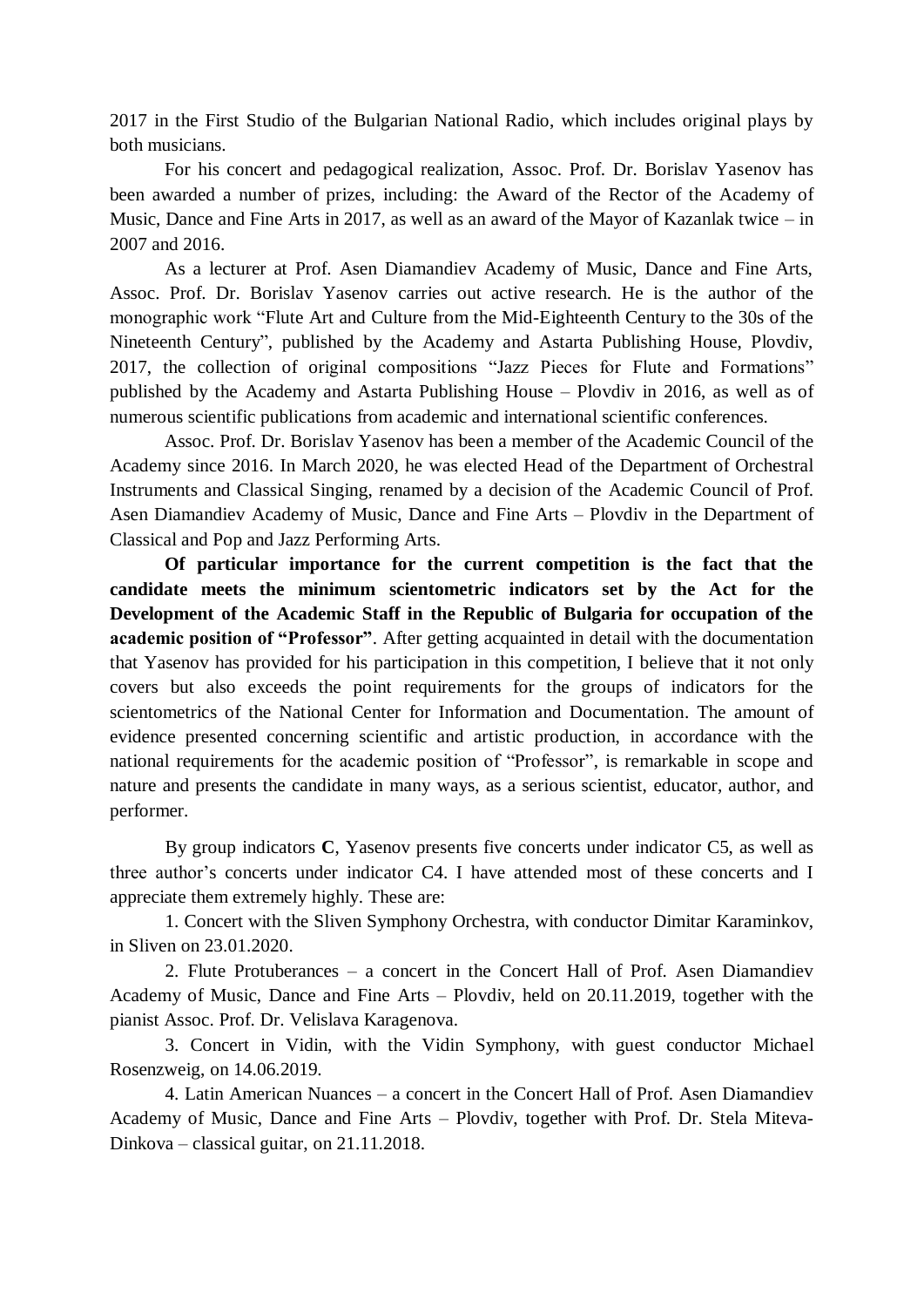2017 in the First Studio of the Bulgarian National Radio, which includes original plays by both musicians.

For his concert and pedagogical realization, Assoc. Prof. Dr. Borislav Yasenov has been awarded a number of prizes, including: the Award of the Rector of the Academy of Music, Dance and Fine Arts in 2017, as well as an award of the Mayor of Kazanlak twice – in 2007 and 2016.

As a lecturer at Prof. Asen Diamandiev Academy of Music, Dance and Fine Arts, Assoc. Prof. Dr. Borislav Yasenov carries out active research. He is the author of the monographic work "Flute Art and Culture from the Mid-Eighteenth Century to the 30s of the Nineteenth Century", published by the Academy and Astarta Publishing House, Plovdiv, 2017, the collection of original compositions "Jazz Pieces for Flute and Formations" published by the Academy and Astarta Publishing House – Plovdiv in 2016, as well as of numerous scientific publications from academic and international scientific conferences.

Assoc. Prof. Dr. Borislav Yasenov has been a member of the Academic Council of the Academy since 2016. In March 2020, he was elected Head of the Department of Orchestral Instruments and Classical Singing, renamed by a decision of the Academic Council of Prof. Asen Diamandiev Academy of Music, Dance and Fine Arts – Plovdiv in the Department of Classical and Pop and Jazz Performing Arts.

**Of particular importance for the current competition is the fact that the candidate meets the minimum scientometric indicators set by the Act for the Development of the Academic Staff in the Republic of Bulgaria for occupation of the academic position of "Professor"**. After getting acquainted in detail with the documentation that Yasenov has provided for his participation in this competition, I believe that it not only covers but also exceeds the point requirements for the groups of indicators for the scientometrics of the National Center for Information and Documentation. The amount of evidence presented concerning scientific and artistic production, in accordance with the national requirements for the academic position of "Professor", is remarkable in scope and nature and presents the candidate in many ways, as a serious scientist, educator, author, and performer.

By group indicators **C**, Yasenov presents five concerts under indicator C5, as well as three author's concerts under indicator C4. I have attended most of these concerts and I appreciate them extremely highly. These are:

1. Concert with the Sliven Symphony Orchestra, with conductor Dimitar Karaminkov, in Sliven on 23.01.2020.

2. Flute Protuberances – a concert in the Concert Hall of Prof. Asen Diamandiev Academy of Music, Dance and Fine Arts – Plovdiv, held on 20.11.2019, together with the pianist Assoc. Prof. Dr. Velislava Karagenova.

3. Concert in Vidin, with the Vidin Symphony, with guest conductor Michael Rosenzweig, on 14.06.2019.

4. Latin American Nuances – a concert in the Concert Hall of Prof. Asen Diamandiev Academy of Music, Dance and Fine Arts – Plovdiv, together with Prof. Dr. Stela Miteva-Dinkova – classical guitar, on 21.11.2018.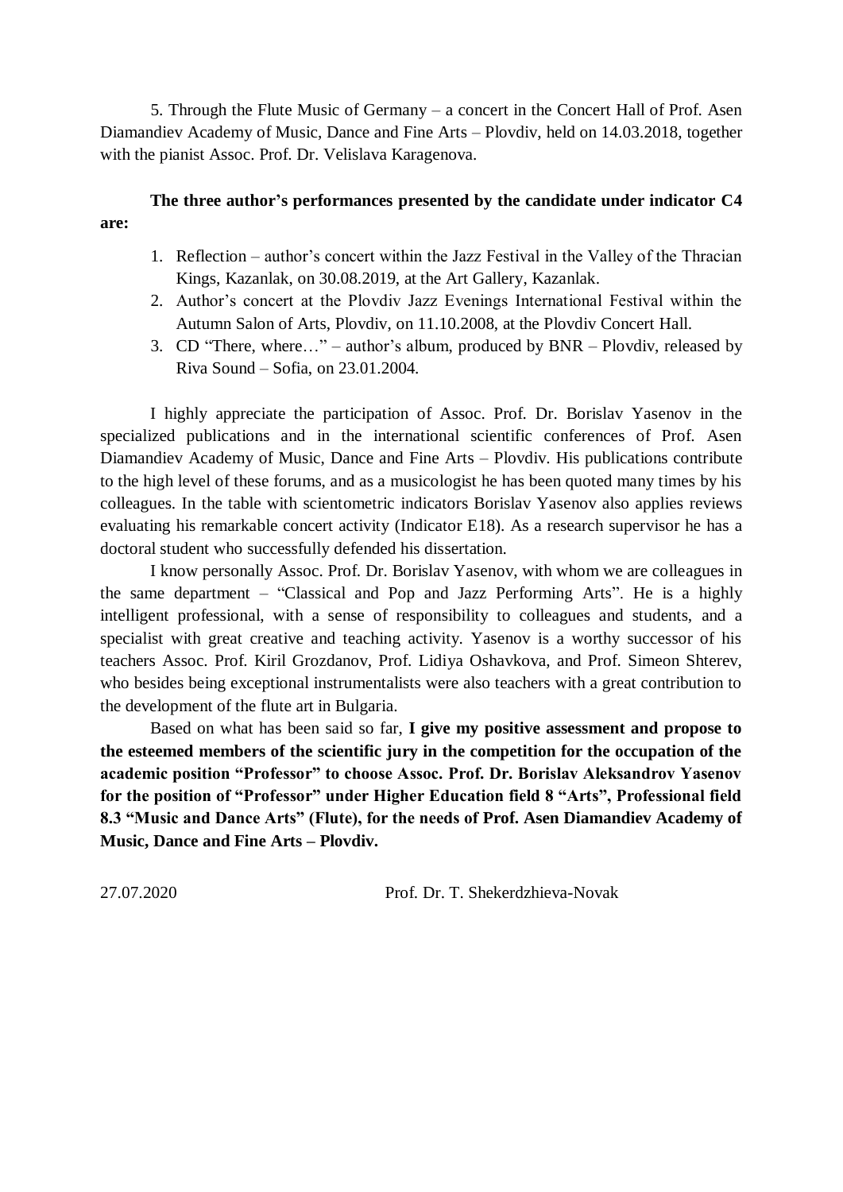5. Through the Flute Music of Germany – a concert in the Concert Hall of Prof. Asen Diamandiev Academy of Music, Dance and Fine Arts – Plovdiv, held on 14.03.2018, together with the pianist Assoc. Prof. Dr. Velislava Karagenova.

**The three author's performances presented by the candidate under indicator C4 are:**

1. Reflection – author's concert within the Jazz Festival in the Valley of the Thracian Kings, Kazanlak, on 30.08.2019, at the Art Gallery, Kazanlak.
2. Author's concert at the Plovdiv Jazz Evenings International Festival within the Autumn Salon of Arts, Plovdiv, on 11.10.2008, at the Plovdiv Concert Hall.
3. CD "There, where…" – author's album, produced by BNR – Plovdiv, released by Riva Sound – Sofia, on 23.01.2004.

I highly appreciate the participation of Assoc. Prof. Dr. Borislav Yasenov in the specialized publications and in the international scientific conferences of Prof. Asen Diamandiev Academy of Music, Dance and Fine Arts – Plovdiv. His publications contribute to the high level of these forums, and as a musicologist he has been quoted many times by his colleagues. In the table with scientometric indicators Borislav Yasenov also applies reviews evaluating his remarkable concert activity (Indicator E18). As a research supervisor he has a doctoral student who successfully defended his dissertation.

I know personally Assoc. Prof. Dr. Borislav Yasenov, with whom we are colleagues in the same department – "Classical and Pop and Jazz Performing Arts". He is a highly intelligent professional, with a sense of responsibility to colleagues and students, and a specialist with great creative and teaching activity. Yasenov is a worthy successor of his teachers Assoc. Prof. Kiril Grozdanov, Prof. Lidiya Oshavkova, and Prof. Simeon Shterev, who besides being exceptional instrumentalists were also teachers with a great contribution to the development of the flute art in Bulgaria.

Based on what has been said so far, **I give my positive assessment and propose to the esteemed members of the scientific jury in the competition for the occupation of the academic position "Professor" to choose Assoc. Prof. Dr. Borislav Aleksandrov Yasenov for the position of "Professor" under Higher Education field 8 "Arts", Professional field 8.3 "Music and Dance Arts" (Flute), for the needs of Prof. Asen Diamandiev Academy of Music, Dance and Fine Arts – Plovdiv.**

27.07.2020 Prof. Dr. T. Shekerdzhieva-Novak